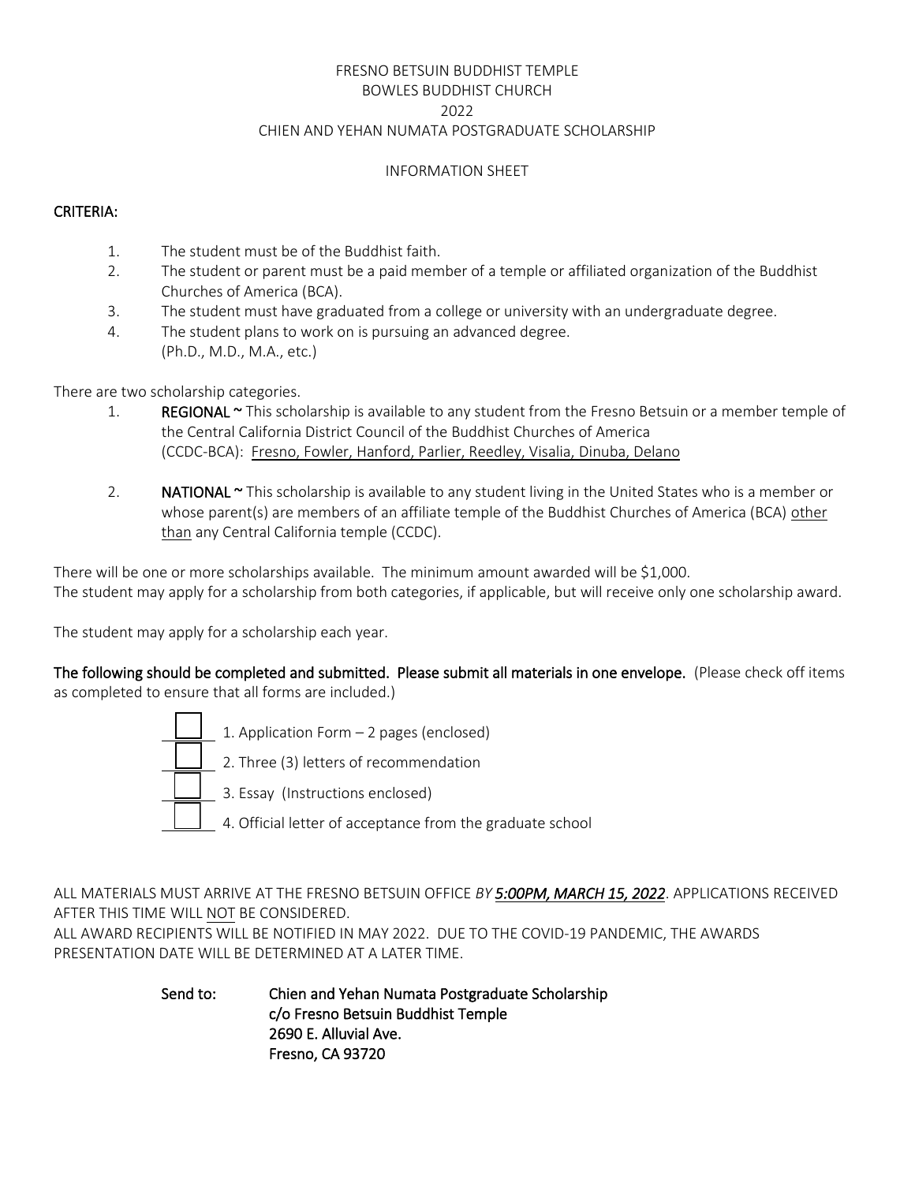# FRESNO BETSUIN BUDDHIST TEMPLE
# BOWLES BUDDHIST CHURCH
# 2022
# CHIEN AND YEHAN NUMATA POSTGRADUATE SCHOLARSHIP

## INFORMATION SHEET

**CRITERIA:**

1. The student must be of the Buddhist faith.
2. The student or parent must be a paid member of a temple or affiliated organization of the Buddhist Churches of America (BCA).
3. The student must have graduated from a college or university with an undergraduate degree.
4. The student plans to work on is pursuing an advanced degree. (Ph.D., M.D., M.A., etc.)

There are two scholarship categories.

1. **REGIONAL ~** This scholarship is available to any student from the Fresno Betsuin or a member temple of the Central California District Council of the Buddhist Churches of America (CCDC-BCA): Fresno, Fowler, Hanford, Parlier, Reedley, Visalia, Dinuba, Delano

2. **NATIONAL ~** This scholarship is available to any student living in the United States who is a member or whose parent(s) are members of an affiliate temple of the Buddhist Churches of America (BCA) other than any Central California temple (CCDC).

There will be one or more scholarships available. The minimum amount awarded will be $1,000.
The student may apply for a scholarship from both categories, if applicable, but will receive only one scholarship award.

The student may apply for a scholarship each year.

**The following should be completed and submitted. Please submit all materials in one envelope.** (Please check off items as completed to ensure that all forms are included.)

- ☐ 1. Application Form – 2 pages (enclosed)
- ☐ 2. Three (3) letters of recommendation
- ☐ 3. Essay (Instructions enclosed)
- ☐ 4. Official letter of acceptance from the graduate school

ALL MATERIALS MUST ARRIVE AT THE FRESNO BETSUIN OFFICE *BY* ***5:00PM, MARCH 15, 2022***. APPLICATIONS RECEIVED AFTER THIS TIME WILL NOT BE CONSIDERED.
ALL AWARD RECIPIENTS WILL BE NOTIFIED IN MAY 2022. DUE TO THE COVID-19 PANDEMIC, THE AWARDS PRESENTATION DATE WILL BE DETERMINED AT A LATER TIME.

**Send to:** **Chien and Yehan Numata Postgraduate Scholarship**
**c/o Fresno Betsuin Buddhist Temple**
**2690 E. Alluvial Ave.**
**Fresno, CA 93720**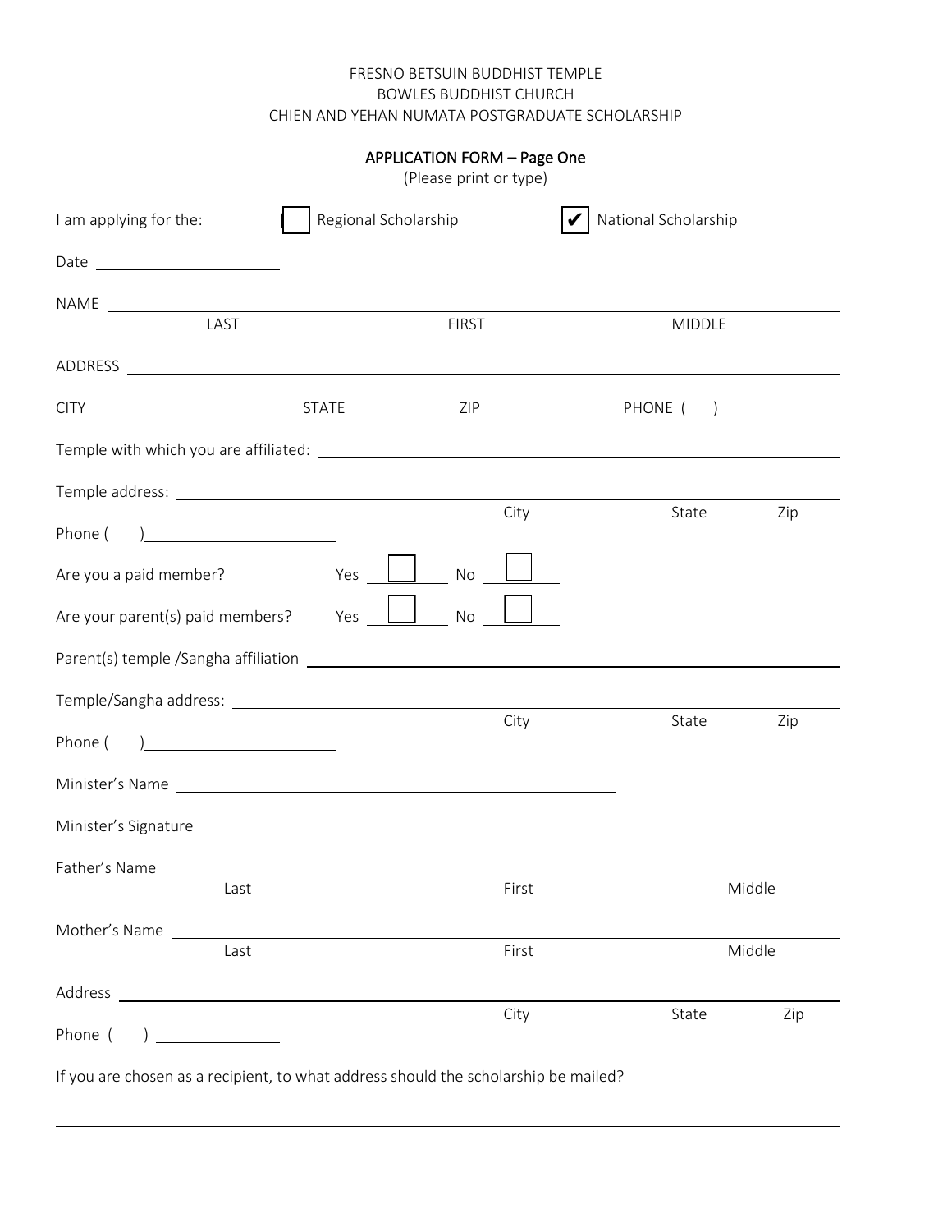FRESNO BETSUIN BUDDHIST TEMPLE
BOWLES BUDDHIST CHURCH
CHIEN AND YEHAN NUMATA POSTGRADUATE SCHOLARSHIP

## APPLICATION FORM – Page One

(Please print or type)

I am applying for the: ☐ Regional Scholarship ☑ National Scholarship

Date ______________________

NAME ______________________________________________________________________
LAST FIRST MIDDLE

ADDRESS ___________________________________________________________________

CITY ______________________ STATE ____________ ZIP _______________ PHONE ( ) ______________

Temple with which you are affiliated: _______________________________________________

Temple address: ____________________________________________________________
City State Zip

Phone ( ) ______________________

Are you a paid member? Yes ☐ No ☐

Are your parent(s) paid members? Yes ☐ No ☐

Parent(s) temple /Sangha affiliation ______________________________________________

Temple/Sangha address: ______________________________________________________
City State Zip

Phone ( ) ______________________

Minister's Name ____________________________________________

Minister's Signature ____________________________________________

Father's Name ______________________________________________________________
Last First Middle

Mother's Name _____________________________________________________________
Last First Middle

Address ___________________________________________________________________
City State Zip

Phone ( ) _______________

If you are chosen as a recipient, to what address should the scholarship be mailed?

___________________________________________________________________________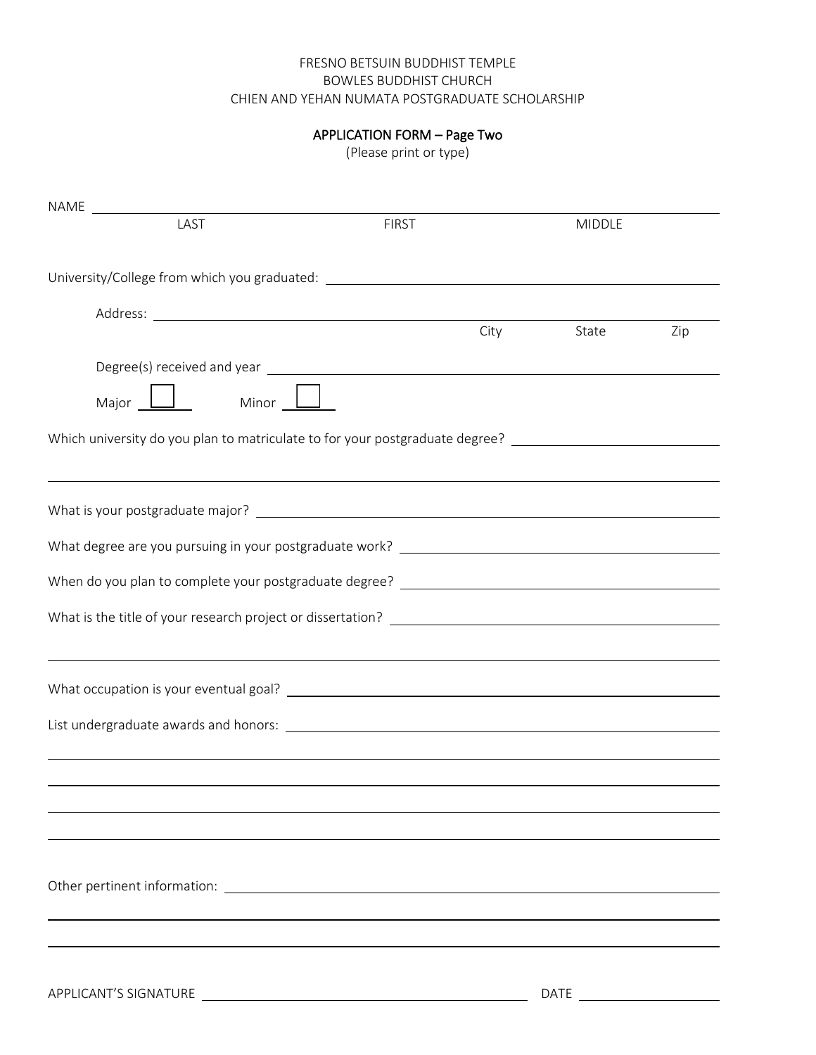FRESNO BETSUIN BUDDHIST TEMPLE
BOWLES BUDDHIST CHURCH
CHIEN AND YEHAN NUMATA POSTGRADUATE SCHOLARSHIP

APPLICATION FORM – Page Two
(Please print or type)

NAME ______________________________________________________________

LAST FIRST MIDDLE

University/College from which you graduated: ______________________________

Address: ______________________________________________________________

City State Zip

Degree(s) received and year ______________________________________________

Major ☐ Minor ☐

Which university do you plan to matriculate to for your postgraduate degree? ______________________________

______________________________________________________________

What is your postgraduate major? ______________________________________________

What degree are you pursuing in your postgraduate work? ______________________________

When do you plan to complete your postgraduate degree? ______________________________

What is the title of your research project or dissertation? ______________________________

______________________________________________________________

What occupation is your eventual goal? ______________________________________________

List undergraduate awards and honors: ______________________________________________

______________________________________________________________

______________________________________________________________

______________________________________________________________

______________________________________________________________

Other pertinent information: ______________________________________________

______________________________________________________________

______________________________________________________________

APPLICANT'S SIGNATURE ______________________________ DATE ______________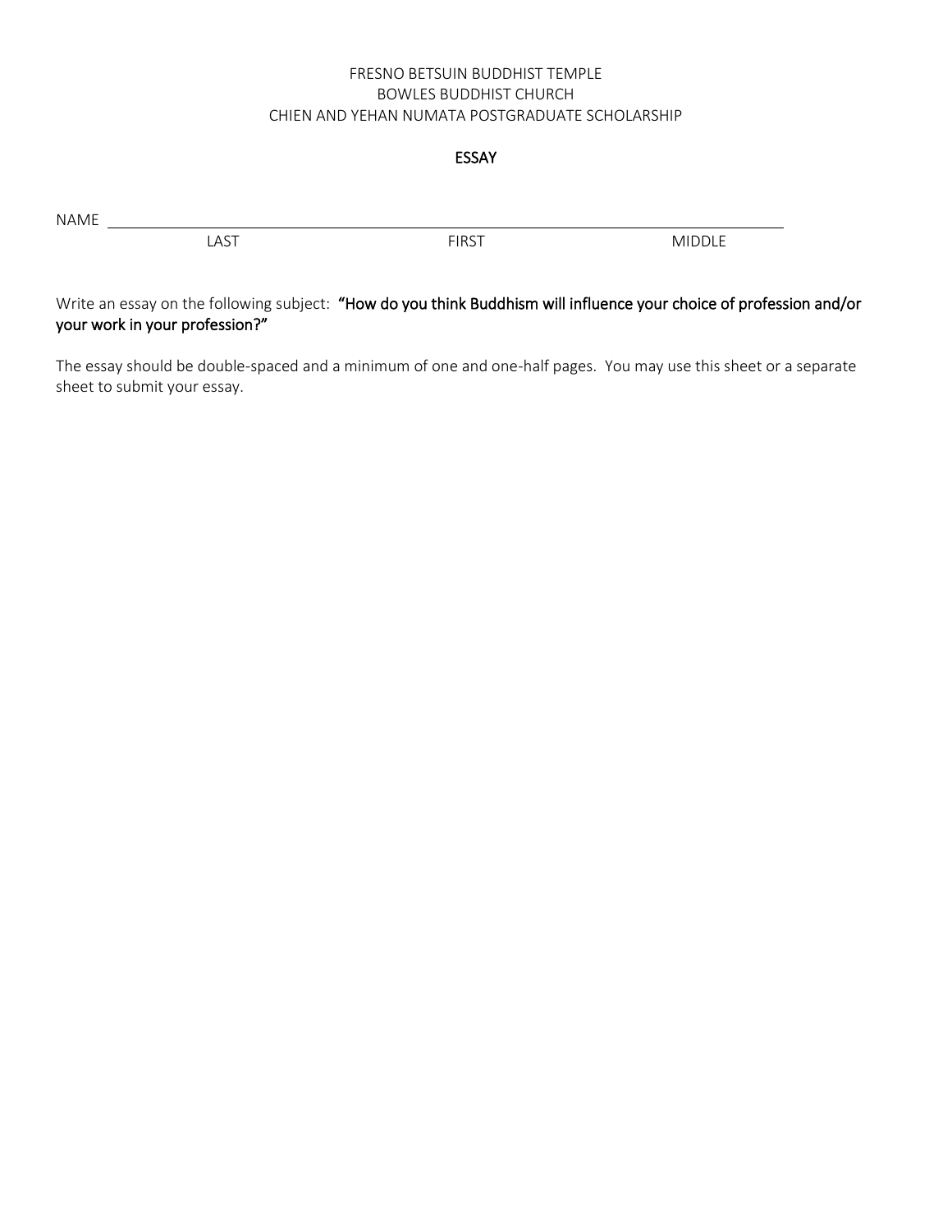FRESNO BETSUIN BUDDHIST TEMPLE

BOWLES BUDDHIST CHURCH

CHIEN AND YEHAN NUMATA POSTGRADUATE SCHOLARSHIP

**ESSAY**

NAME \_\_\_\_\_\_\_\_\_\_\_\_\_\_\_\_\_\_\_\_\_\_\_\_\_\_\_\_\_\_\_\_\_\_\_\_\_\_\_\_\_\_\_\_\_\_\_\_\_\_\_\_\_\_\_\_\_\_\_\_

LAST FIRST MIDDLE

Write an essay on the following subject: **"How do you think Buddhism will influence your choice of profession and/or your work in your profession?"**

The essay should be double-spaced and a minimum of one and one-half pages. You may use this sheet or a separate sheet to submit your essay.